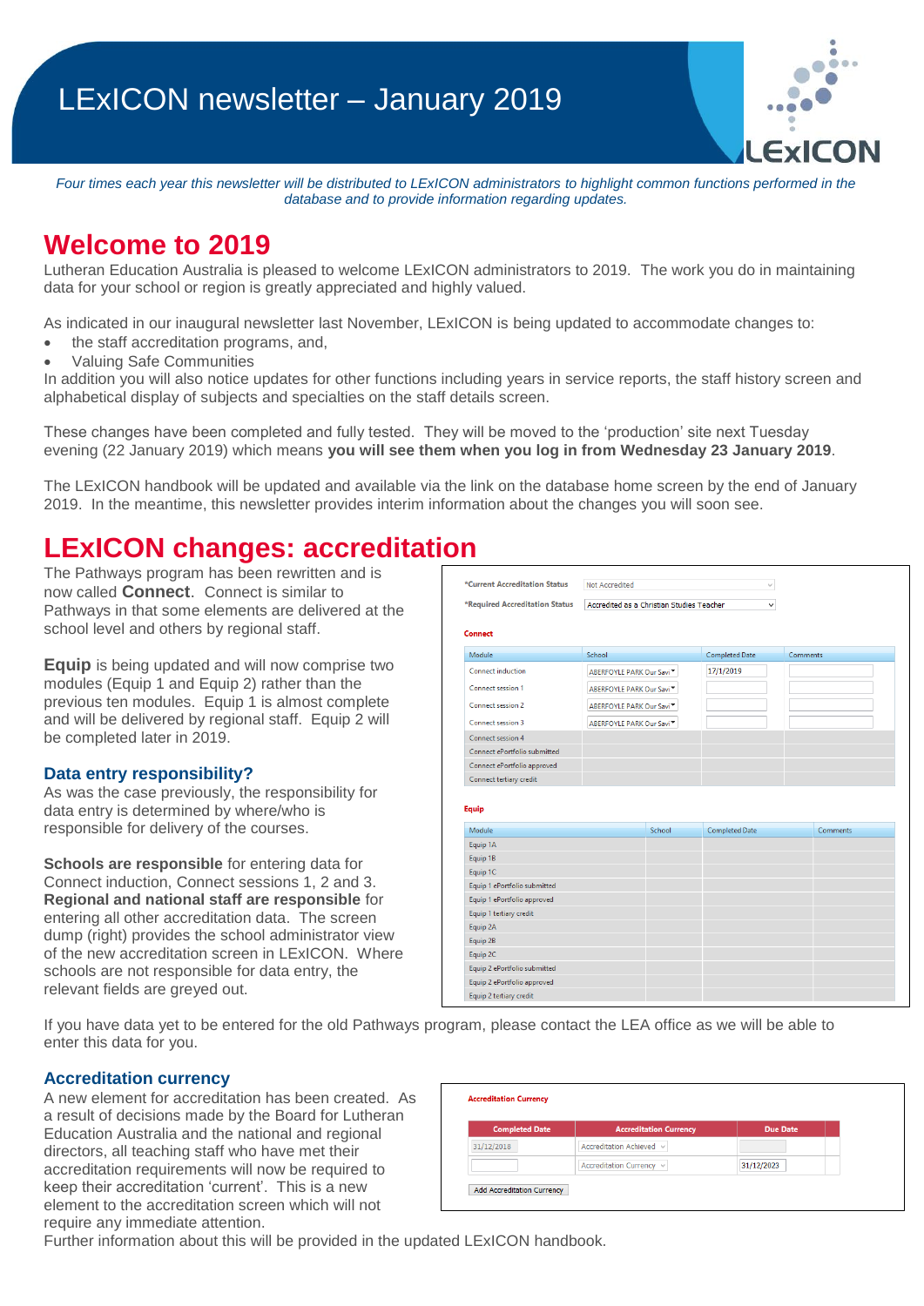# LExICON newsletter – January 2019

*Four times each year this newsletter will be distributed to LExICON administrators to highlight common functions performed in the database and to provide information regarding updates.*

## Welcome to 2019

Lutheran Education Australia is pleased to welcome LExICON administrators to 2019. The work you do in maintaining data for your school or region is greatly appreciated and highly valued.

As indicated in our inaugural newsletter last November, LExICON is being updated to accommodate changes to:

- the staff accreditation programs, and,
- Valuing Safe Communities

In addition you will also notice updates for other functions including years in service reports, the staff history screen and alphabetical display of subjects and specialties on the staff details screen.

These changes have been completed and fully tested. They will be moved to the 'production' site next Tuesday evening (22 January 2019) which means **you will see them when you log in from Wednesday 23 January 2019**.

The LExICON handbook will be updated and available via the link on the database home screen by the end of January 2019. In the meantime, this newsletter provides interim information about the changes you will soon see.

## LExICON changes: accreditation

The Pathways program has been rewritten and is now called **Connect**. Connect is similar to Pathways in that some elements are delivered at the school level and others by regional staff.

**Equip** is being updated and will now comprise two modules (Equip 1 and Equip 2) rather than the previous ten modules. Equip 1 is almost complete and will be delivered by regional staff. Equip 2 will be completed later in 2019.

### Data entry responsibility?

As was the case previously, the responsibility for data entry is determined by where/who is responsible for delivery of the courses.

**Schools are responsible** for entering data for Connect induction, Connect sessions 1, 2 and 3. **Regional and national staff are responsible** for entering all other accreditation data. The screen dump (right) provides the school administrator view of the new accreditation screen in LExICON. Where schools are not responsible for data entry, the relevant fields are greyed out.

*Current Accreditation Status: Not Accredited
*Required Accreditation Status: Accredited as a Christian Studies Teacher

**Connect**

| Module | School | Completed Date | Comments |
|---|---|---|---|
| Connect induction | ABERFOYLE PARK Our Savi | 17/1/2019 | |
| Connect session 1 | ABERFOYLE PARK Our Savi | | |
| Connect session 2 | ABERFOYLE PARK Our Savi | | |
| Connect session 3 | ABERFOYLE PARK Our Savi | | |
| Connect session 4 | | | |
| Connect ePortfolio submitted | | | |
| Connect ePortfolio approved | | | |
| Connect tertiary credit | | | |

**Equip**

| Module | School | Completed Date | Comments |
|---|---|---|---|
| Equip 1A | | | |
| Equip 1B | | | |
| Equip 1C | | | |
| Equip 1 ePortfolio submitted | | | |
| Equip 1 ePortfolio approved | | | |
| Equip 1 tertiary credit | | | |
| Equip 2A | | | |
| Equip 2B | | | |
| Equip 2C | | | |
| Equip 2 ePortfolio submitted | | | |
| Equip 2 ePortfolio approved | | | |
| Equip 2 tertiary credit | | | |

If you have data yet to be entered for the old Pathways program, please contact the LEA office as we will be able to enter this data for you.

### Accreditation currency

A new element for accreditation has been created. As a result of decisions made by the Board for Lutheran Education Australia and the national and regional directors, all teaching staff who have met their accreditation requirements will now be required to keep their accreditation 'current'. This is a new element to the accreditation screen which will not require any immediate attention.

**Accreditation Currency**

| Completed Date | Accreditation Currency | Due Date |
|---|---|---|
| 31/12/2018 | Accreditation Achieved | |
| | Accreditation Currency | 31/12/2023 |

Add Accreditation Currency

Further information about this will be provided in the updated LExICON handbook.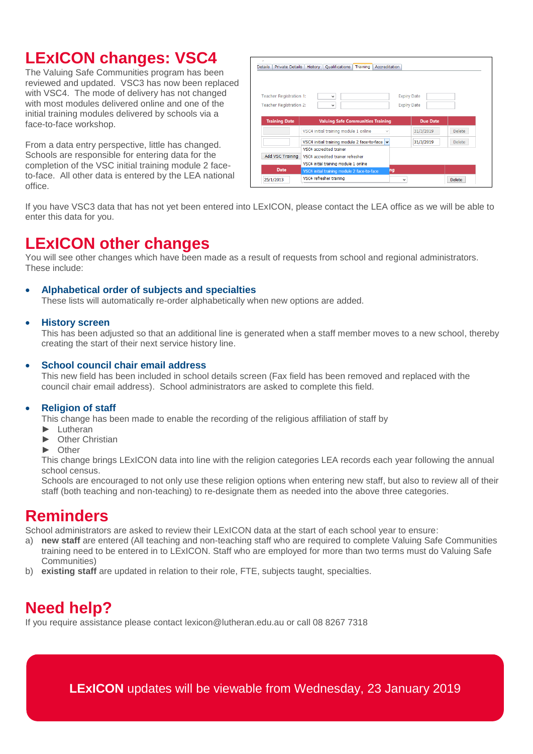# LExICON changes: VSC4

The Valuing Safe Communities program has been reviewed and updated. VSC3 has now been replaced with VSC4. The mode of delivery has not changed with most modules delivered online and one of the initial training modules delivered by schools via a face-to-face workshop.

From a data entry perspective, little has changed. Schools are responsible for entering data for the completion of the VSC initial training module 2 face-to-face. All other data is entered by the LEA national office.

If you have VSC3 data that has not yet been entered into LExICON, please contact the LEA office as we will be able to enter this data for you.

# LExICON other changes

You will see other changes which have been made as a result of requests from school and regional administrators. These include:

- **Alphabetical order of subjects and specialties**
  These lists will automatically re-order alphabetically when new options are added.

- **History screen**
  This has been adjusted so that an additional line is generated when a staff member moves to a new school, thereby creating the start of their next service history line.

- **School council chair email address**
  This new field has been included in school details screen (Fax field has been removed and replaced with the council chair email address). School administrators are asked to complete this field.

- **Religion of staff**
  This change has been made to enable the recording of the religious affiliation of staff by
  - Lutheran
  - Other Christian
  - Other

  This change brings LExICON data into line with the religion categories LEA records each year following the annual school census.
  Schools are encouraged to not only use these religion options when entering new staff, but also to review all of their staff (both teaching and non-teaching) to re-designate them as needed into the above three categories.

# Reminders

School administrators are asked to review their LExICON data at the start of each school year to ensure:

a) **new staff** are entered (All teaching and non-teaching staff who are required to complete Valuing Safe Communities training need to be entered in to LExICON. Staff who are employed for more than two terms must do Valuing Safe Communities)

b) **existing staff** are updated in relation to their role, FTE, subjects taught, specialties.

# Need help?

If you require assistance please contact lexicon@lutheran.edu.au or call 08 8267 7318

**LExICON** updates will be viewable from Wednesday, 23 January 2019